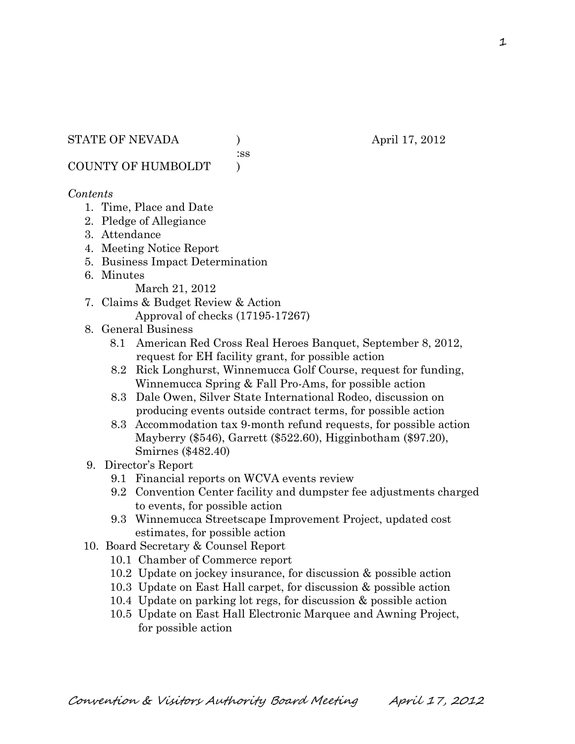STATE OF NEVADA ) April 17, 2012
:ss
COUNTY OF HUMBOLDT )

*Contents*

1. Time, Place and Date
2. Pledge of Allegiance
3. Attendance
4. Meeting Notice Report
5. Business Impact Determination
6. Minutes
   March 21, 2012
7. Claims & Budget Review & Action
   Approval of checks (17195-17267)
8. General Business
   - 8.1 American Red Cross Real Heroes Banquet, September 8, 2012, request for EH facility grant, for possible action
   - 8.2 Rick Longhurst, Winnemucca Golf Course, request for funding, Winnemucca Spring & Fall Pro-Ams, for possible action
   - 8.3 Dale Owen, Silver State International Rodeo, discussion on producing events outside contract terms, for possible action
   - 8.3 Accommodation tax 9-month refund requests, for possible action Mayberry ($546), Garrett ($522.60), Higginbotham ($97.20), Smirnes ($482.40)
9. Director's Report
   - 9.1 Financial reports on WCVA events review
   - 9.2 Convention Center facility and dumpster fee adjustments charged to events, for possible action
   - 9.3 Winnemucca Streetscape Improvement Project, updated cost estimates, for possible action
10. Board Secretary & Counsel Report
    - 10.1 Chamber of Commerce report
    - 10.2 Update on jockey insurance, for discussion & possible action
    - 10.3 Update on East Hall carpet, for discussion & possible action
    - 10.4 Update on parking lot regs, for discussion & possible action
    - 10.5 Update on East Hall Electronic Marquee and Awning Project, for possible action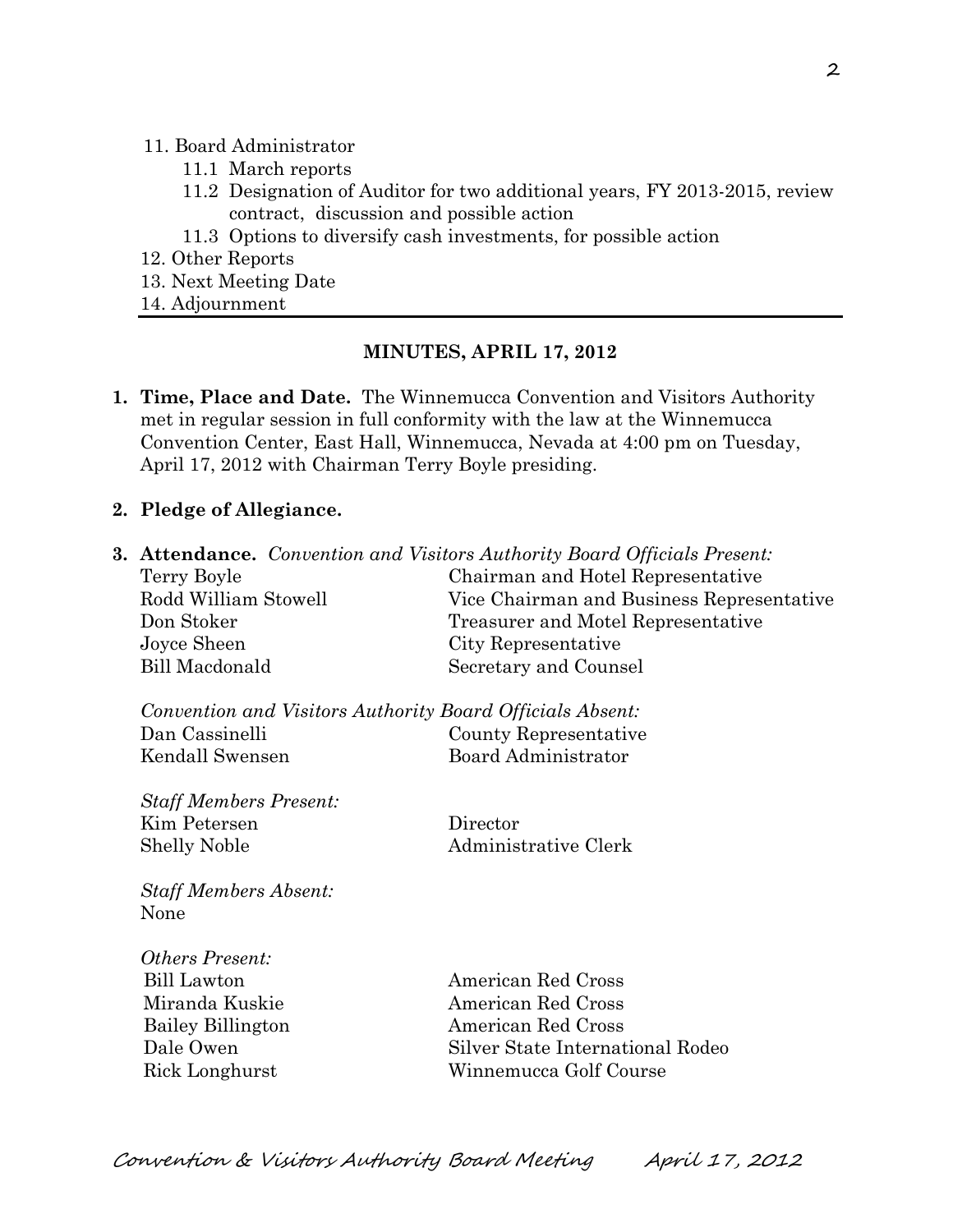11. Board Administrator
    - 11.1 March reports
    - 11.2 Designation of Auditor for two additional years, FY 2013-2015, review contract, discussion and possible action
    - 11.3 Options to diversify cash investments, for possible action
12. Other Reports
13. Next Meeting Date
14. Adjournment

---

## MINUTES, APRIL 17, 2012

**1. Time, Place and Date.** The Winnemucca Convention and Visitors Authority met in regular session in full conformity with the law at the Winnemucca Convention Center, East Hall, Winnemucca, Nevada at 4:00 pm on Tuesday, April 17, 2012 with Chairman Terry Boyle presiding.

**2. Pledge of Allegiance.**

**3. Attendance.** *Convention and Visitors Authority Board Officials Present:*

| | |
|---|---|
| Terry Boyle | Chairman and Hotel Representative |
| Rodd William Stowell | Vice Chairman and Business Representative |
| Don Stoker | Treasurer and Motel Representative |
| Joyce Sheen | City Representative |
| Bill Macdonald | Secretary and Counsel |

*Convention and Visitors Authority Board Officials Absent:*

| | |
|---|---|
| Dan Cassinelli | County Representative |
| Kendall Swensen | Board Administrator |

*Staff Members Present:*

| | |
|---|---|
| Kim Petersen | Director |
| Shelly Noble | Administrative Clerk |

*Staff Members Absent:*
None

*Others Present:*

| | |
|---|---|
| Bill Lawton | American Red Cross |
| Miranda Kuskie | American Red Cross |
| Bailey Billington | American Red Cross |
| Dale Owen | Silver State International Rodeo |
| Rick Longhurst | Winnemucca Golf Course |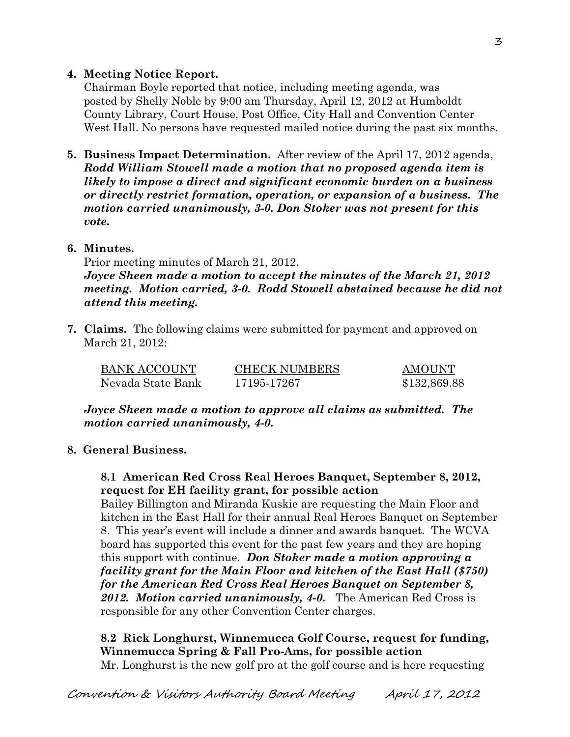**4. Meeting Notice Report.**

Chairman Boyle reported that notice, including meeting agenda, was posted by Shelly Noble by 9:00 am Thursday, April 12, 2012 at Humboldt County Library, Court House, Post Office, City Hall and Convention Center West Hall. No persons have requested mailed notice during the past six months.

**5. Business Impact Determination.** After review of the April 17, 2012 agenda, ***Rodd William Stowell made a motion that no proposed agenda item is likely to impose a direct and significant economic burden on a business or directly restrict formation, operation, or expansion of a business. The motion carried unanimously, 3-0. Don Stoker was not present for this vote.***

**6. Minutes.**

Prior meeting minutes of March 21, 2012.

***Joyce Sheen made a motion to accept the minutes of the March 21, 2012 meeting. Motion carried, 3-0. Rodd Stowell abstained because he did not attend this meeting.***

**7. Claims.** The following claims were submitted for payment and approved on March 21, 2012:

| BANK ACCOUNT | CHECK NUMBERS | AMOUNT |
| --- | --- | --- |
| Nevada State Bank | 17195-17267 | $132,869.88 |

***Joyce Sheen made a motion to approve all claims as submitted. The motion carried unanimously, 4-0.***

**8. General Business.**

**8.1 American Red Cross Real Heroes Banquet, September 8, 2012, request for EH facility grant, for possible action**

Bailey Billington and Miranda Kuskie are requesting the Main Floor and kitchen in the East Hall for their annual Real Heroes Banquet on September 8. This year's event will include a dinner and awards banquet. The WCVA board has supported this event for the past few years and they are hoping this support with continue. ***Don Stoker made a motion approving a facility grant for the Main Floor and kitchen of the East Hall ($750) for the American Red Cross Real Heroes Banquet on September 8, 2012. Motion carried unanimously, 4-0.*** The American Red Cross is responsible for any other Convention Center charges.

**8.2 Rick Longhurst, Winnemucca Golf Course, request for funding, Winnemucca Spring & Fall Pro-Ams, for possible action**

Mr. Longhurst is the new golf pro at the golf course and is here requesting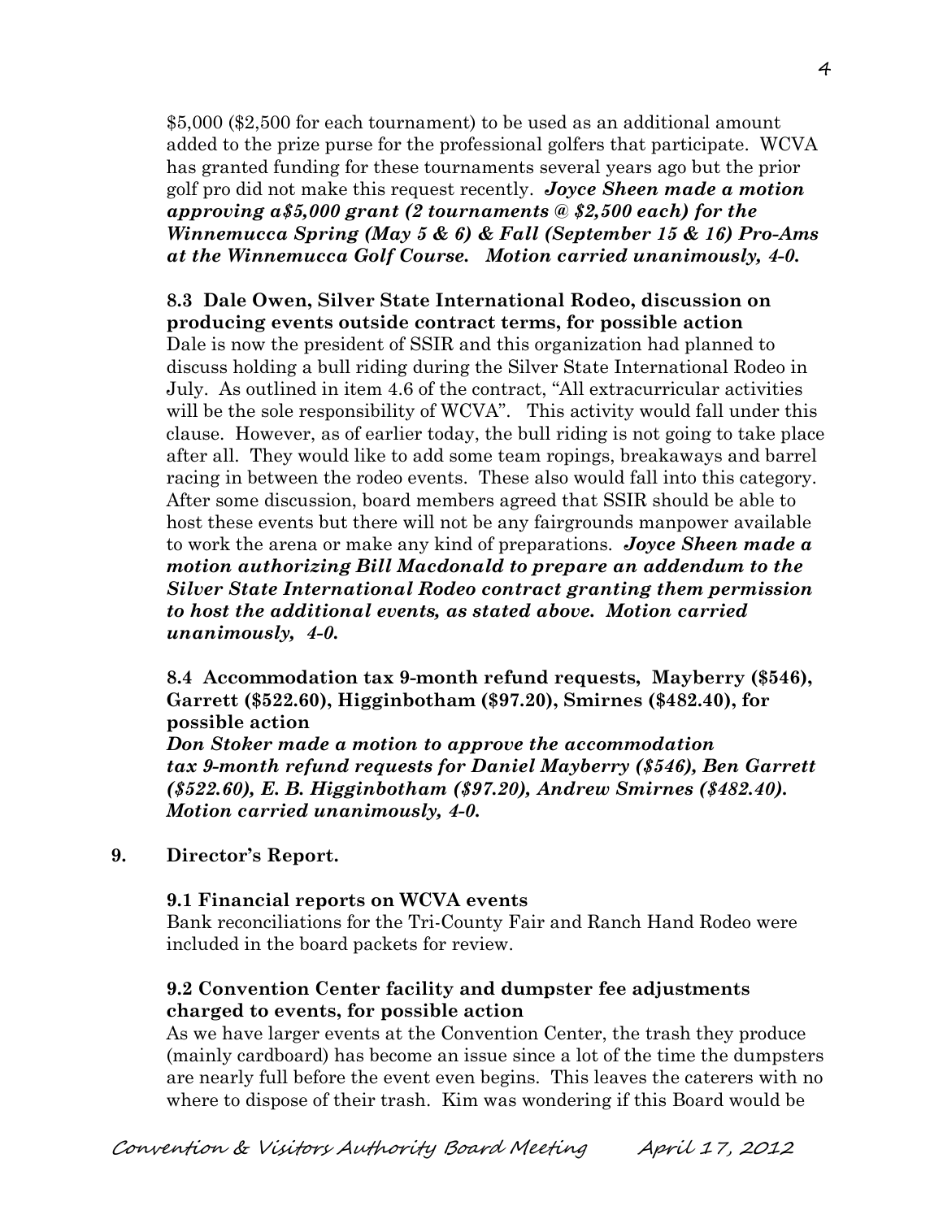$5,000 ($2,500 for each tournament) to be used as an additional amount added to the prize purse for the professional golfers that participate. WCVA has granted funding for these tournaments several years ago but the prior golf pro did not make this request recently. ***Joyce Sheen made a motion approving a$5,000 grant (2 tournaments @ $2,500 each) for the Winnemucca Spring (May 5 & 6) & Fall (September 15 & 16) Pro-Ams at the Winnemucca Golf Course. Motion carried unanimously, 4-0.***

**8.3 Dale Owen, Silver State International Rodeo, discussion on producing events outside contract terms, for possible action**

Dale is now the president of SSIR and this organization had planned to discuss holding a bull riding during the Silver State International Rodeo in July. As outlined in item 4.6 of the contract, "All extracurricular activities will be the sole responsibility of WCVA". This activity would fall under this clause. However, as of earlier today, the bull riding is not going to take place after all. They would like to add some team ropings, breakaways and barrel racing in between the rodeo events. These also would fall into this category. After some discussion, board members agreed that SSIR should be able to host these events but there will not be any fairgrounds manpower available to work the arena or make any kind of preparations. ***Joyce Sheen made a motion authorizing Bill Macdonald to prepare an addendum to the Silver State International Rodeo contract granting them permission to host the additional events, as stated above. Motion carried unanimously, 4-0.***

**8.4 Accommodation tax 9-month refund requests, Mayberry ($546), Garrett ($522.60), Higginbotham ($97.20), Smirnes ($482.40), for possible action**

***Don Stoker made a motion to approve the accommodation tax 9-month refund requests for Daniel Mayberry ($546), Ben Garrett ($522.60), E. B. Higginbotham ($97.20), Andrew Smirnes ($482.40). Motion carried unanimously, 4-0.***

**9. Director's Report.**

**9.1 Financial reports on WCVA events**

Bank reconciliations for the Tri-County Fair and Ranch Hand Rodeo were included in the board packets for review.

**9.2 Convention Center facility and dumpster fee adjustments charged to events, for possible action**

As we have larger events at the Convention Center, the trash they produce (mainly cardboard) has become an issue since a lot of the time the dumpsters are nearly full before the event even begins. This leaves the caterers with no where to dispose of their trash. Kim was wondering if this Board would be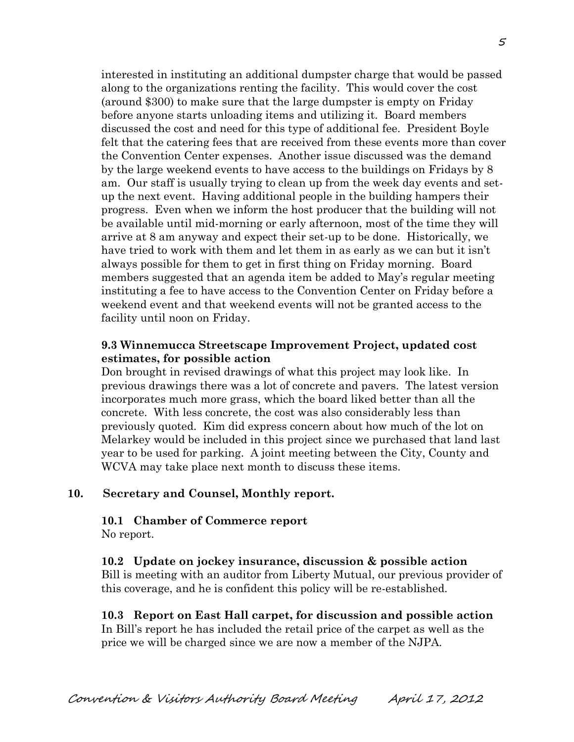interested in instituting an additional dumpster charge that would be passed along to the organizations renting the facility. This would cover the cost (around $300) to make sure that the large dumpster is empty on Friday before anyone starts unloading items and utilizing it. Board members discussed the cost and need for this type of additional fee. President Boyle felt that the catering fees that are received from these events more than cover the Convention Center expenses. Another issue discussed was the demand by the large weekend events to have access to the buildings on Fridays by 8 am. Our staff is usually trying to clean up from the week day events and set-up the next event. Having additional people in the building hampers their progress. Even when we inform the host producer that the building will not be available until mid-morning or early afternoon, most of the time they will arrive at 8 am anyway and expect their set-up to be done. Historically, we have tried to work with them and let them in as early as we can but it isn't always possible for them to get in first thing on Friday morning. Board members suggested that an agenda item be added to May's regular meeting instituting a fee to have access to the Convention Center on Friday before a weekend event and that weekend events will not be granted access to the facility until noon on Friday.

**9.3 Winnemucca Streetscape Improvement Project, updated cost estimates, for possible action**

Don brought in revised drawings of what this project may look like. In previous drawings there was a lot of concrete and pavers. The latest version incorporates much more grass, which the board liked better than all the concrete. With less concrete, the cost was also considerably less than previously quoted. Kim did express concern about how much of the lot on Melarkey would be included in this project since we purchased that land last year to be used for parking. A joint meeting between the City, County and WCVA may take place next month to discuss these items.

**10. Secretary and Counsel, Monthly report.**

**10.1 Chamber of Commerce report**

No report.

**10.2 Update on jockey insurance, discussion & possible action**

Bill is meeting with an auditor from Liberty Mutual, our previous provider of this coverage, and he is confident this policy will be re-established.

**10.3 Report on East Hall carpet, for discussion and possible action**

In Bill's report he has included the retail price of the carpet as well as the price we will be charged since we are now a member of the NJPA.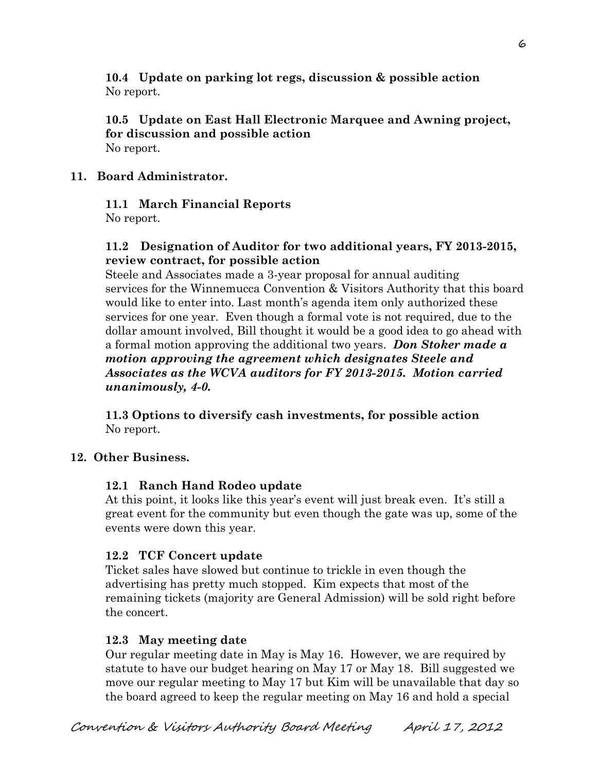**10.4 Update on parking lot regs, discussion & possible action**
No report.

**10.5 Update on East Hall Electronic Marquee and Awning project, for discussion and possible action**
No report.

## 11. Board Administrator.

**11.1 March Financial Reports**
No report.

**11.2 Designation of Auditor for two additional years, FY 2013-2015, review contract, for possible action**
Steele and Associates made a 3-year proposal for annual auditing services for the Winnemucca Convention & Visitors Authority that this board would like to enter into. Last month's agenda item only authorized these services for one year. Even though a formal vote is not required, due to the dollar amount involved, Bill thought it would be a good idea to go ahead with a formal motion approving the additional two years. ***Don Stoker made a motion approving the agreement which designates Steele and Associates as the WCVA auditors for FY 2013-2015. Motion carried unanimously, 4-0.***

**11.3 Options to diversify cash investments, for possible action**
No report.

## 12. Other Business.

**12.1 Ranch Hand Rodeo update**
At this point, it looks like this year's event will just break even. It's still a great event for the community but even though the gate was up, some of the events were down this year.

**12.2 TCF Concert update**
Ticket sales have slowed but continue to trickle in even though the advertising has pretty much stopped. Kim expects that most of the remaining tickets (majority are General Admission) will be sold right before the concert.

**12.3 May meeting date**
Our regular meeting date in May is May 16. However, we are required by statute to have our budget hearing on May 17 or May 18. Bill suggested we move our regular meeting to May 17 but Kim will be unavailable that day so the board agreed to keep the regular meeting on May 16 and hold a special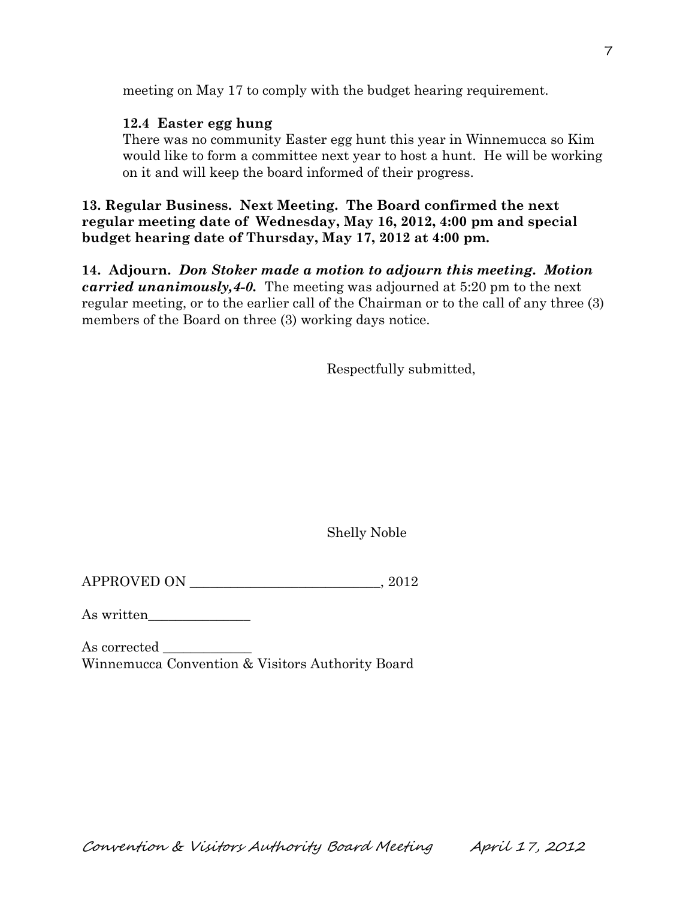meeting on May 17 to comply with the budget hearing requirement.

**12.4 Easter egg hung**

There was no community Easter egg hunt this year in Winnemucca so Kim would like to form a committee next year to host a hunt. He will be working on it and will keep the board informed of their progress.

**13. Regular Business. Next Meeting. The Board confirmed the next regular meeting date of Wednesday, May 16, 2012, 4:00 pm and special budget hearing date of Thursday, May 17, 2012 at 4:00 pm.**

**14. Adjourn.** ***Don Stoker made a motion to adjourn this meeting. Motion carried unanimously,4-0.*** The meeting was adjourned at 5:20 pm to the next regular meeting, or to the earlier call of the Chairman or to the call of any three (3) members of the Board on three (3) working days notice.

Respectfully submitted,

Shelly Noble

APPROVED ON ___________________________, 2012

As written_______________

As corrected _____________
Winnemucca Convention & Visitors Authority Board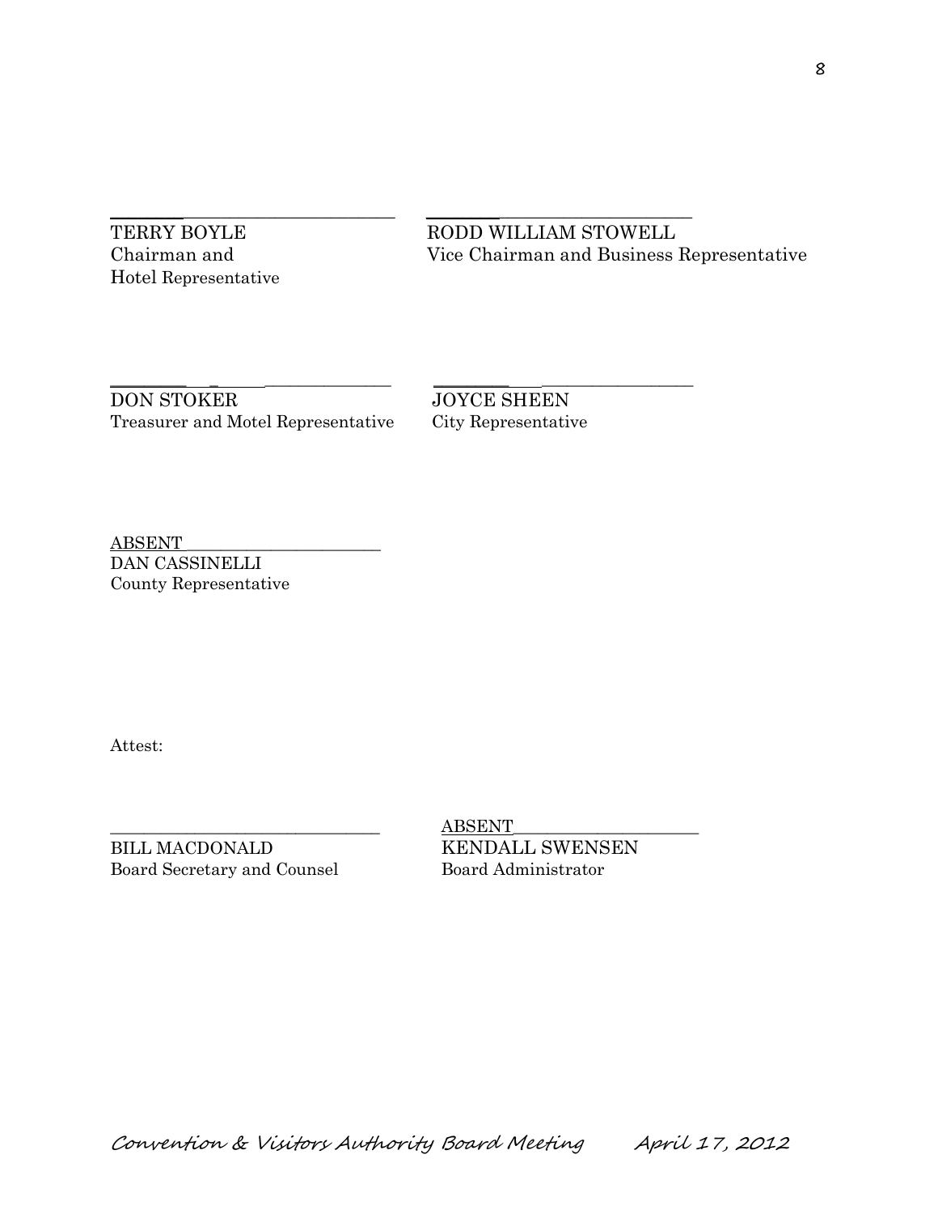\_\_\_\_\_\_\_\_\_\_\_\_\_\_\_\_\_\_\_\_\_\_\_\_\_\_\_\_\_\_\_\_
TERRY BOYLE
Chairman and
Hotel Representative

\_\_\_\_\_\_\_\_\_\_\_\_\_\_\_\_\_\_\_\_\_\_\_\_\_\_\_\_\_\_\_\_
RODD WILLIAM STOWELL
Vice Chairman and Business Representative

\_\_\_\_\_\_\_\_\_\_\_\_\_\_\_\_\_\_\_\_\_\_\_\_\_\_\_\_\_\_\_\_
DON STOKER
Treasurer and Motel Representative

\_\_\_\_\_\_\_\_\_\_\_\_\_\_\_\_\_\_\_\_\_\_\_\_\_\_\_\_\_\_\_\_
JOYCE SHEEN
City Representative

ABSENT\_\_\_\_\_\_\_\_\_\_\_\_\_\_\_\_\_\_\_\_\_\_\_\_
DAN CASSINELLI
County Representative

Attest:

\_\_\_\_\_\_\_\_\_\_\_\_\_\_\_\_\_\_\_\_\_\_\_\_\_\_\_\_\_\_\_\_
BILL MACDONALD
Board Secretary and Counsel

ABSENT\_\_\_\_\_\_\_\_\_\_\_\_\_\_\_\_\_\_\_\_\_\_\_\_
KENDALL SWENSEN
Board Administrator